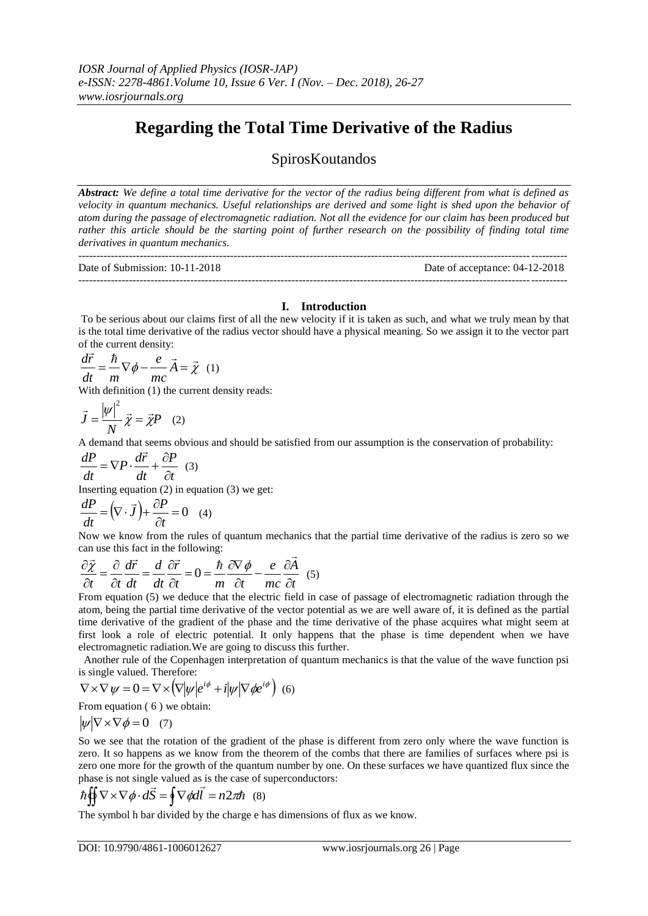# Regarding the Total Time Derivative of the Radius

SpirosKoutandos

***Abstract:*** *We define a total time derivative for the vector of the radius being different from what is defined as velocity in quantum mechanics. Useful relationships are derived and some light is shed upon the behavior of atom during the passage of electromagnetic radiation. Not all the evidence for our claim has been produced but rather this article should be the starting point of further research on the possibility of finding total time derivatives in quantum mechanics.*

Date of Submission: 10-11-2018 Date of acceptance: 04-12-2018

## I. Introduction

To be serious about our claims first of all the new velocity if it is taken as such, and what we truly mean by that is the total time derivative of the radius vector should have a physical meaning. So we assign it to the vector part of the current density:

$$\frac{d\vec{r}}{dt} = \frac{\hbar}{m}\nabla\phi - \frac{e}{mc}\vec{A} = \vec{\chi} \quad (1)$$

With definition (1) the current density reads:

$$\vec{J} = \frac{|\psi|^2}{N}\vec{\chi} = \vec{\chi}P \quad (2)$$

A demand that seems obvious and should be satisfied from our assumption is the conservation of probability:

$$\frac{dP}{dt} = \nabla P \cdot \frac{d\vec{r}}{dt} + \frac{\partial P}{\partial t} \quad (3)$$

Inserting equation (2) in equation (3) we get:

$$\frac{dP}{dt} = \left(\nabla \cdot \vec{J}\right) + \frac{\partial P}{\partial t} = 0 \quad (4)$$

Now we know from the rules of quantum mechanics that the partial time derivative of the radius is zero so we can use this fact in the following:

$$\frac{\partial \vec{\chi}}{\partial t} = \frac{\partial}{\partial t}\frac{d\vec{r}}{dt} = \frac{d}{dt}\frac{\partial \vec{r}}{\partial t} = 0 = \frac{\hbar}{m}\frac{\partial \nabla\phi}{\partial t} - \frac{e}{mc}\frac{\partial \vec{A}}{\partial t} \quad (5)$$

From equation (5) we deduce that the electric field in case of passage of electromagnetic radiation through the atom, being the partial time derivative of the vector potential as we are well aware of, it is defined as the partial time derivative of the gradient of the phase and the time derivative of the phase acquires what might seem at first look a role of electric potential. It only happens that the phase is time dependent when we have electromagnetic radiation.We are going to discuss this further.

Another rule of the Copenhagen interpretation of quantum mechanics is that the value of the wave function psi is single valued. Therefore:

$$\nabla \times \nabla\psi = 0 = \nabla \times \left(\nabla|\psi|e^{i\phi} + i|\psi|\nabla\phi e^{i\phi}\right) \quad (6)$$

From equation ( 6 ) we obtain:

$$|\psi|\nabla \times \nabla\phi = 0 \quad (7)$$

So we see that the rotation of the gradient of the phase is different from zero only where the wave function is zero. It so happens as we know from the theorem of the combs that there are families of surfaces where psi is zero one more for the growth of the quantum number by one. On these surfaces we have quantized flux since the phase is not single valued as is the case of superconductors:

$$\hbar\oiint \nabla \times \nabla\phi \cdot d\vec{S} = \oint \nabla\phi d\vec{l} = n2\pi\hbar \quad (8)$$

The symbol h bar divided by the charge e has dimensions of flux as we know.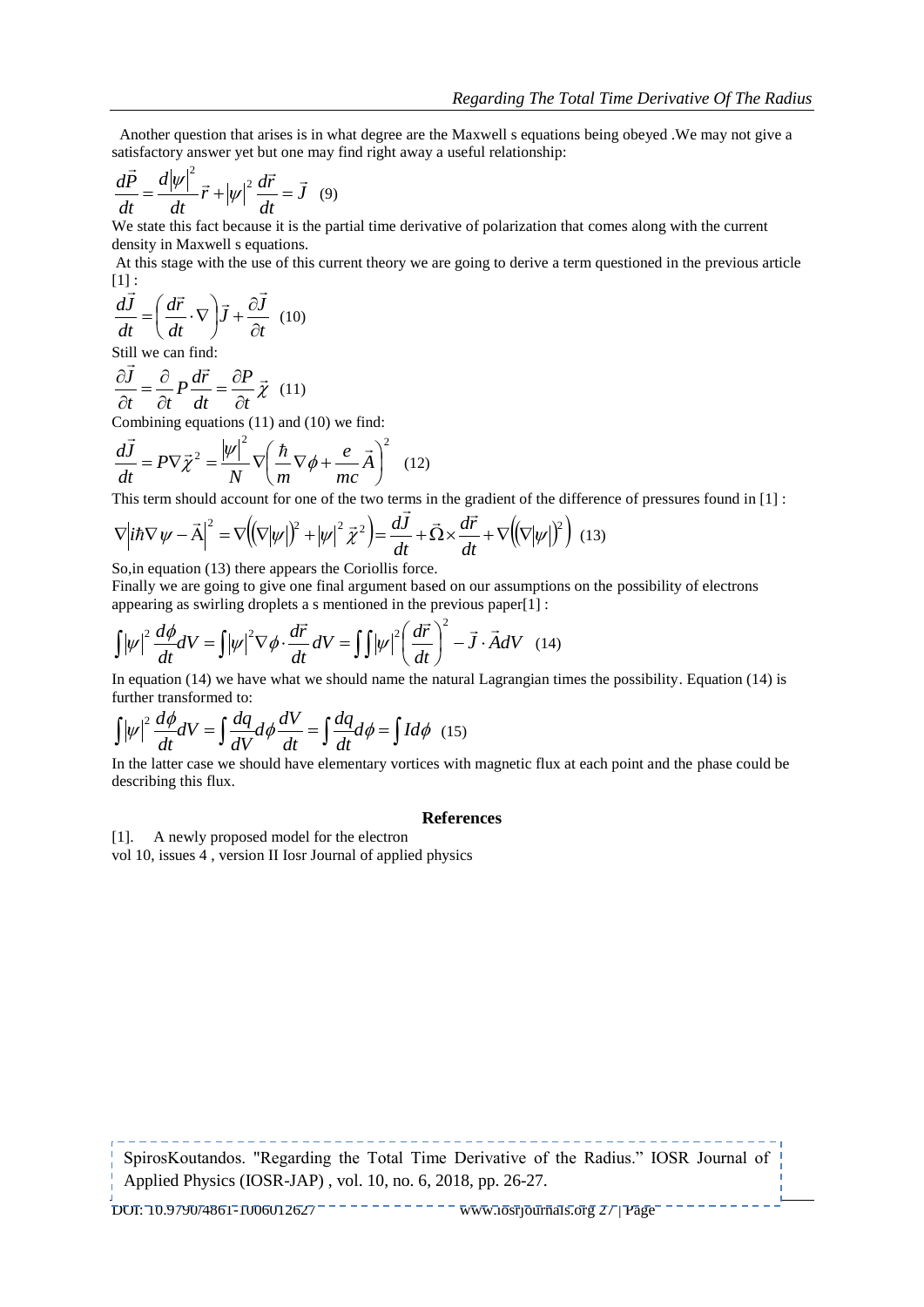Another question that arises is in what degree are the Maxwell s equations being obeyed .We may not give a satisfactory answer yet but one may find right away a useful relationship:

$$\frac{d\vec{P}}{dt} = \frac{d|\psi|^2}{dt}\vec{r} + |\psi|^2 \frac{d\vec{r}}{dt} = \vec{J} \quad (9)$$

We state this fact because it is the partial time derivative of polarization that comes along with the current density in Maxwell s equations.

At this stage with the use of this current theory we are going to derive a term questioned in the previous article [1] :

$$\frac{d\vec{J}}{dt} = \left(\frac{d\vec{r}}{dt} \cdot \nabla\right)\vec{J} + \frac{\partial \vec{J}}{\partial t} \quad (10)$$

Still we can find:

$$\frac{\partial \vec{J}}{\partial t} = \frac{\partial}{\partial t} P \frac{d\vec{r}}{dt} = \frac{\partial P}{\partial t}\vec{\chi} \quad (11)$$

Combining equations (11) and (10) we find:

$$\frac{d\vec{J}}{dt} = P\nabla\vec{\chi}^2 = \frac{|\psi|^2}{N}\nabla\left(\frac{\hbar}{m}\nabla\phi + \frac{e}{mc}\vec{A}\right)^2 \quad (12)$$

This term should account for one of the two terms in the gradient of the difference of pressures found in [1] :

$$\nabla\left|i\hbar\nabla\psi - \vec{\mathrm{A}}\right|^2 = \nabla\left((\nabla|\psi|)^2 + |\psi|^2\vec{\chi}^2\right) = \frac{d\vec{J}}{dt} + \vec{\Omega}\times\frac{d\vec{r}}{dt} + \nabla\left((\nabla|\psi|)^2\right) \quad (13)$$

So,in equation (13) there appears the Coriollis force.

Finally we are going to give one final argument based on our assumptions on the possibility of electrons appearing as swirling droplets a s mentioned in the previous paper[1] :

$$\int|\psi|^2\frac{d\phi}{dt}dV = \int|\psi|^2\nabla\phi\cdot\frac{d\vec{r}}{dt}dV = \int\int|\psi|^2\left(\frac{d\vec{r}}{dt}\right)^2 - \vec{J}\cdot\vec{A}dV \quad (14)$$

In equation (14) we have what we should name the natural Lagrangian times the possibility. Equation (14) is further transformed to:

$$\int|\psi|^2\frac{d\phi}{dt}dV = \int\frac{dq}{dV}d\phi\frac{dV}{dt} = \int\frac{dq}{dt}d\phi = \int I d\phi \quad (15)$$

In the latter case we should have elementary vortices with magnetic flux at each point and the phase could be describing this flux.

## References

[1]. A newly proposed model for the electron vol 10, issues 4 , version II Iosr Journal of applied physics

SpirosKoutandos. "Regarding the Total Time Derivative of the Radius." IOSR Journal of Applied Physics (IOSR-JAP) , vol. 10, no. 6, 2018, pp. 26-27.